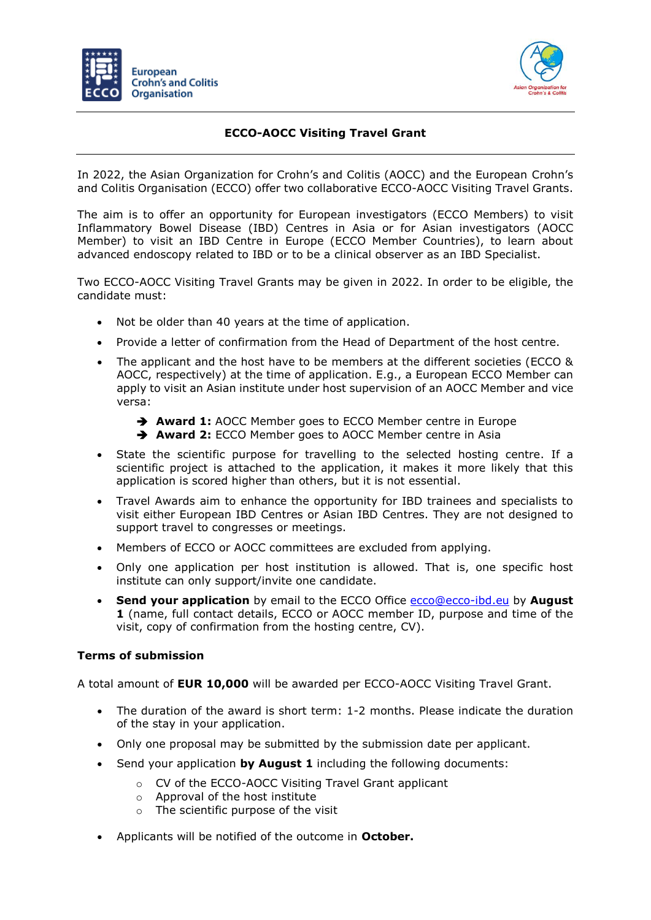# ECCO-AOCC Visiting Travel Grant

In 2022, the Asian Organization for Crohn's and Colitis (AOCC) and the European Crohn's and Colitis Organisation (ECCO) offer two collaborative ECCO-AOCC Visiting Travel Grants.

The aim is to offer an opportunity for European investigators (ECCO Members) to visit Inflammatory Bowel Disease (IBD) Centres in Asia or for Asian investigators (AOCC Member) to visit an IBD Centre in Europe (ECCO Member Countries), to learn about advanced endoscopy related to IBD or to be a clinical observer as an IBD Specialist.

Two ECCO-AOCC Visiting Travel Grants may be given in 2022. In order to be eligible, the candidate must:

- Not be older than 40 years at the time of application.
- Provide a letter of confirmation from the Head of Department of the host centre.
- The applicant and the host have to be members at the different societies (ECCO & AOCC, respectively) at the time of application. E.g., a European ECCO Member can apply to visit an Asian institute under host supervision of an AOCC Member and vice versa:
  - ➔ **Award 1:** AOCC Member goes to ECCO Member centre in Europe
  - ➔ **Award 2:** ECCO Member goes to AOCC Member centre in Asia
- State the scientific purpose for travelling to the selected hosting centre. If a scientific project is attached to the application, it makes it more likely that this application is scored higher than others, but it is not essential.
- Travel Awards aim to enhance the opportunity for IBD trainees and specialists to visit either European IBD Centres or Asian IBD Centres. They are not designed to support travel to congresses or meetings.
- Members of ECCO or AOCC committees are excluded from applying.
- Only one application per host institution is allowed. That is, one specific host institute can only support/invite one candidate.
- **Send your application** by email to the ECCO Office ecco@ecco-ibd.eu by **August 1** (name, full contact details, ECCO or AOCC member ID, purpose and time of the visit, copy of confirmation from the hosting centre, CV).

**Terms of submission**

A total amount of **EUR 10,000** will be awarded per ECCO-AOCC Visiting Travel Grant.

- The duration of the award is short term: 1-2 months. Please indicate the duration of the stay in your application.
- Only one proposal may be submitted by the submission date per applicant.
- Send your application **by August 1** including the following documents:
  - CV of the ECCO-AOCC Visiting Travel Grant applicant
  - Approval of the host institute
  - The scientific purpose of the visit
- Applicants will be notified of the outcome in **October.**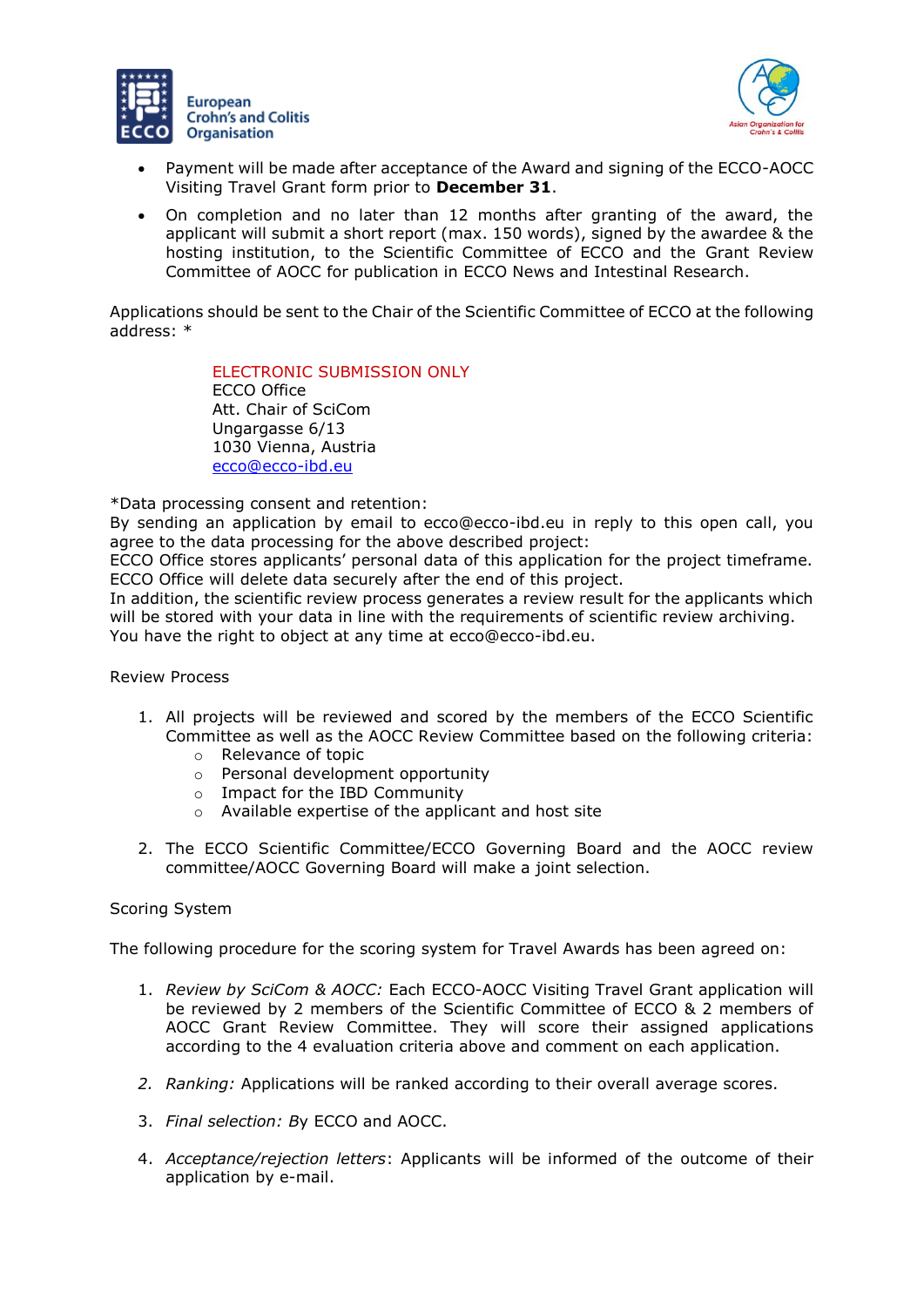- Payment will be made after acceptance of the Award and signing of the ECCO-AOCC Visiting Travel Grant form prior to **December 31**.
- On completion and no later than 12 months after granting of the award, the applicant will submit a short report (max. 150 words), signed by the awardee & the hosting institution, to the Scientific Committee of ECCO and the Grant Review Committee of AOCC for publication in ECCO News and Intestinal Research.

Applications should be sent to the Chair of the Scientific Committee of ECCO at the following address: *

> ELECTRONIC SUBMISSION ONLY
> ECCO Office
> Att. Chair of SciCom
> Ungargasse 6/13
> 1030 Vienna, Austria
> ecco@ecco-ibd.eu

*Data processing consent and retention:
By sending an application by email to ecco@ecco-ibd.eu in reply to this open call, you agree to the data processing for the above described project:
ECCO Office stores applicants' personal data of this application for the project timeframe. ECCO Office will delete data securely after the end of this project.
In addition, the scientific review process generates a review result for the applicants which will be stored with your data in line with the requirements of scientific review archiving.
You have the right to object at any time at ecco@ecco-ibd.eu.

Review Process

1. All projects will be reviewed and scored by the members of the ECCO Scientific Committee as well as the AOCC Review Committee based on the following criteria:
   - Relevance of topic
   - Personal development opportunity
   - Impact for the IBD Community
   - Available expertise of the applicant and host site
2. The ECCO Scientific Committee/ECCO Governing Board and the AOCC review committee/AOCC Governing Board will make a joint selection.

Scoring System

The following procedure for the scoring system for Travel Awards has been agreed on:

1. *Review by SciCom & AOCC:* Each ECCO-AOCC Visiting Travel Grant application will be reviewed by 2 members of the Scientific Committee of ECCO & 2 members of AOCC Grant Review Committee. They will score their assigned applications according to the 4 evaluation criteria above and comment on each application.
2. *Ranking:* Applications will be ranked according to their overall average scores.
3. *Final selection:* By ECCO and AOCC.
4. *Acceptance/rejection letters*: Applicants will be informed of the outcome of their application by e-mail.